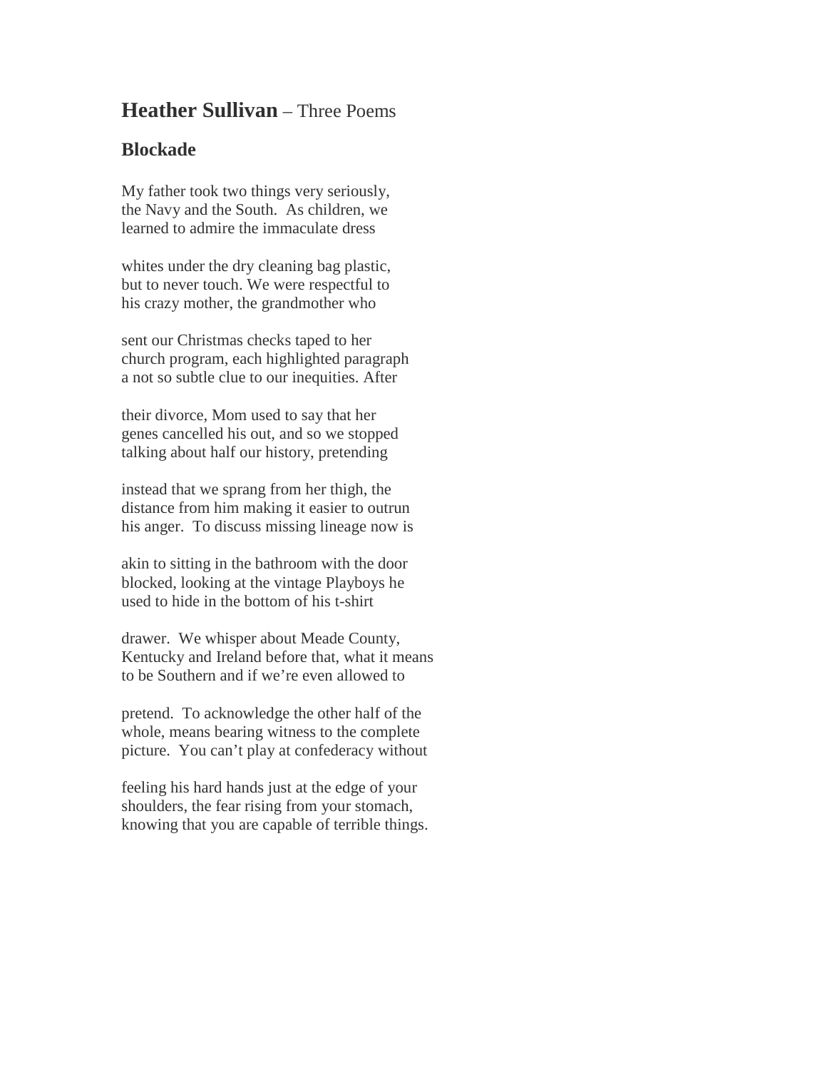# **Heather Sullivan** – Three Poems

## Blockade

My father took two things very seriously,  
the Navy and the South. As children, we  
learned to admire the immaculate dress

whites under the dry cleaning bag plastic,  
but to never touch. We were respectful to  
his crazy mother, the grandmother who

sent our Christmas checks taped to her  
church program, each highlighted paragraph  
a not so subtle clue to our inequities. After

their divorce, Mom used to say that her  
genes cancelled his out, and so we stopped  
talking about half our history, pretending

instead that we sprang from her thigh, the  
distance from him making it easier to outrun  
his anger. To discuss missing lineage now is

akin to sitting in the bathroom with the door  
blocked, looking at the vintage Playboys he  
used to hide in the bottom of his t-shirt

drawer. We whisper about Meade County,  
Kentucky and Ireland before that, what it means  
to be Southern and if we're even allowed to

pretend. To acknowledge the other half of the  
whole, means bearing witness to the complete  
picture. You can't play at confederacy without

feeling his hard hands just at the edge of your  
shoulders, the fear rising from your stomach,  
knowing that you are capable of terrible things.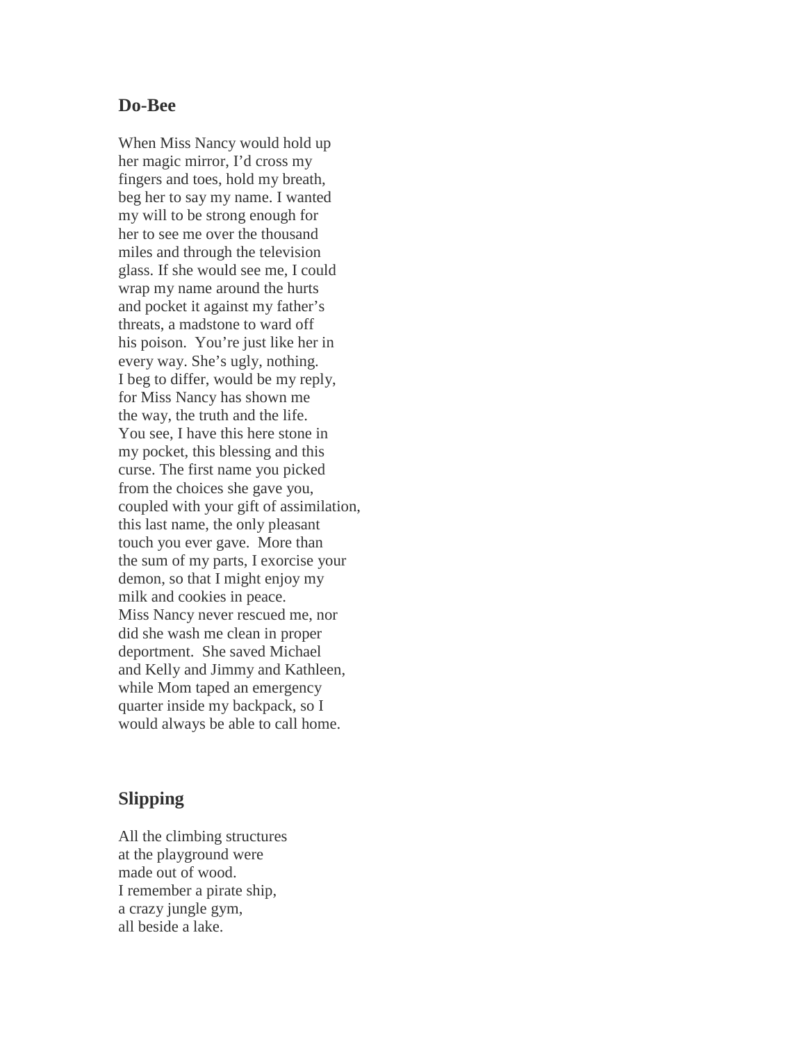## Do-Bee

When Miss Nancy would hold up  
her magic mirror, I'd cross my  
fingers and toes, hold my breath,  
beg her to say my name. I wanted  
my will to be strong enough for  
her to see me over the thousand  
miles and through the television  
glass. If she would see me, I could  
wrap my name around the hurts  
and pocket it against my father's  
threats, a madstone to ward off  
his poison. You're just like her in  
every way. She's ugly, nothing.  
I beg to differ, would be my reply,  
for Miss Nancy has shown me  
the way, the truth and the life.  
You see, I have this here stone in  
my pocket, this blessing and this  
curse. The first name you picked  
from the choices she gave you,  
coupled with your gift of assimilation,  
this last name, the only pleasant  
touch you ever gave. More than  
the sum of my parts, I exorcise your  
demon, so that I might enjoy my  
milk and cookies in peace.  
Miss Nancy never rescued me, nor  
did she wash me clean in proper  
deportment. She saved Michael  
and Kelly and Jimmy and Kathleen,  
while Mom taped an emergency  
quarter inside my backpack, so I  
would always be able to call home.

## Slipping

All the climbing structures  
at the playground were  
made out of wood.  
I remember a pirate ship,  
a crazy jungle gym,  
all beside a lake.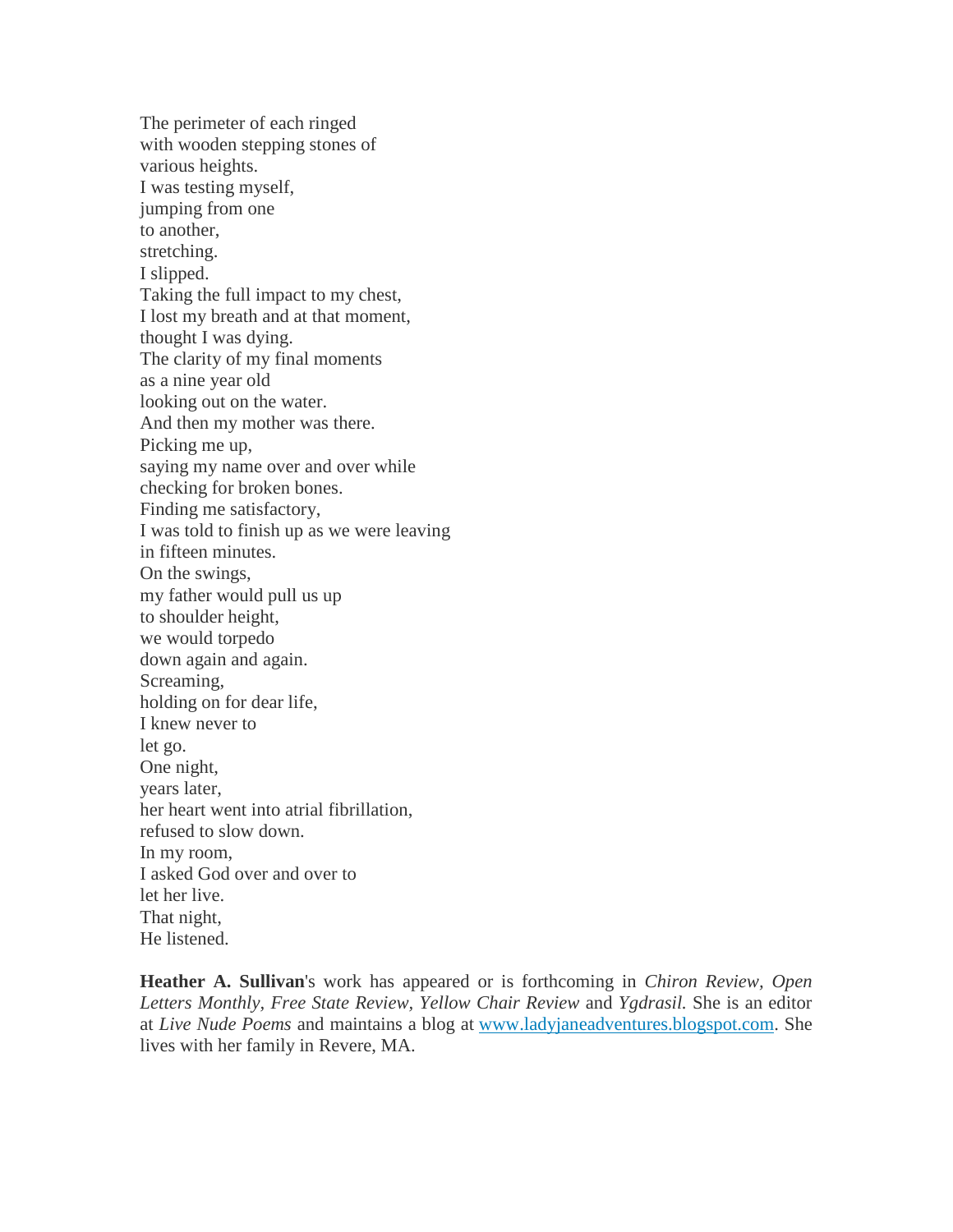The perimeter of each ringed  
with wooden stepping stones of  
various heights.  
I was testing myself,  
jumping from one  
to another,  
stretching.  
I slipped.  
Taking the full impact to my chest,  
I lost my breath and at that moment,  
thought I was dying.  
The clarity of my final moments  
as a nine year old  
looking out on the water.  
And then my mother was there.  
Picking me up,  
saying my name over and over while  
checking for broken bones.  
Finding me satisfactory,  
I was told to finish up as we were leaving  
in fifteen minutes.  
On the swings,  
my father would pull us up  
to shoulder height,  
we would torpedo  
down again and again.  
Screaming,  
holding on for dear life,  
I knew never to  
let go.  
One night,  
years later,  
her heart went into atrial fibrillation,  
refused to slow down.  
In my room,  
I asked God over and over to  
let her live.  
That night,  
He listened.

**Heather A. Sullivan**'s work has appeared or is forthcoming in *Chiron Review*, *Open Letters Monthly*, *Free State Review*, *Yellow Chair Review* and *Ygdrasil.* She is an editor at *Live Nude Poems* and maintains a blog at [www.ladyjaneadventures.blogspot.com](http://www.ladyjaneadventures.blogspot.com). She lives with her family in Revere, MA.